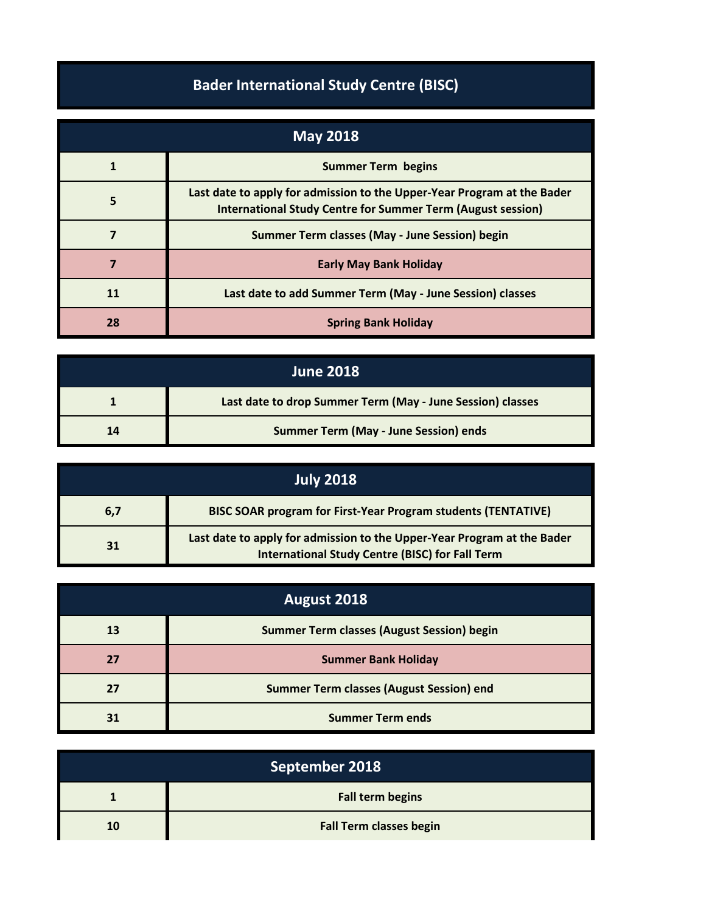# Bader International Study Centre (BISC)

## May 2018

| Date | Event |
|---|---|
| 1 | Summer Term begins |
| 5 | Last date to apply for admission to the Upper-Year Program at the Bader International Study Centre for Summer Term (August session) |
| 7 | Summer Term classes (May - June Session) begin |
| 7 | Early May Bank Holiday |
| 11 | Last date to add Summer Term (May - June Session) classes |
| 28 | Spring Bank Holiday |

## June 2018

| Date | Event |
|---|---|
| 1 | Last date to drop Summer Term (May - June Session) classes |
| 14 | Summer Term (May - June Session) ends |

## July 2018

| Date | Event |
|---|---|
| 6,7 | BISC SOAR program for First-Year Program students (TENTATIVE) |
| 31 | Last date to apply for admission to the Upper-Year Program at the Bader International Study Centre (BISC) for Fall Term |

## August 2018

| Date | Event |
|---|---|
| 13 | Summer Term classes (August Session) begin |
| 27 | Summer Bank Holiday |
| 27 | Summer Term classes (August Session) end |
| 31 | Summer Term ends |

## September 2018

| Date | Event |
|---|---|
| 1 | Fall term begins |
| 10 | Fall Term classes begin |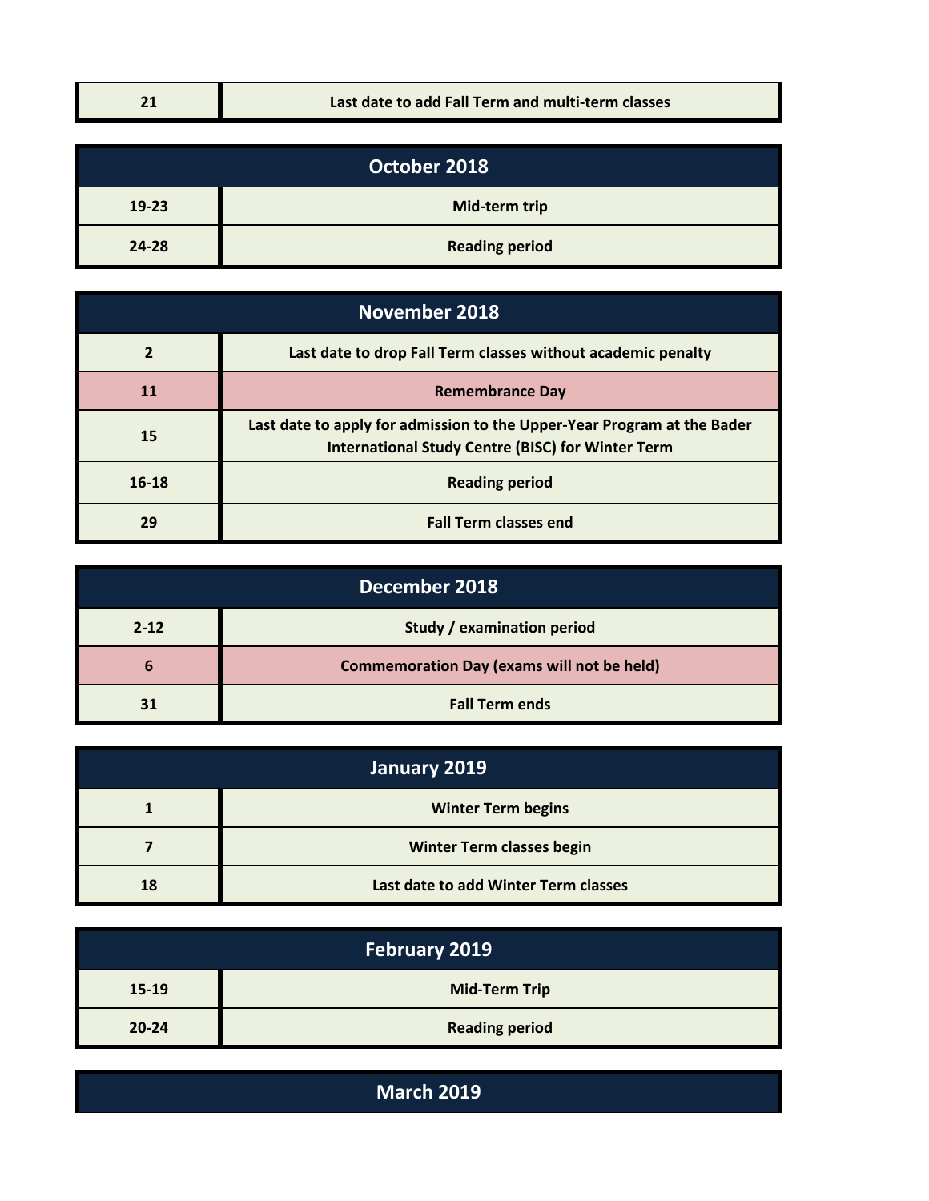| 21 | Last date to add Fall Term and multi-term classes |
|---|---|

| October 2018 | |
|---|---|
| 19-23 | Mid-term trip |
| 24-28 | Reading period |

| November 2018 | |
|---|---|
| 2 | Last date to drop Fall Term classes without academic penalty |
| 11 | Remembrance Day |
| 15 | Last date to apply for admission to the Upper-Year Program at the Bader International Study Centre (BISC) for Winter Term |
| 16-18 | Reading period |
| 29 | Fall Term classes end |

| December 2018 | |
|---|---|
| 2-12 | Study / examination period |
| 6 | Commemoration Day (exams will not be held) |
| 31 | Fall Term ends |

| January 2019 | |
|---|---|
| 1 | Winter Term begins |
| 7 | Winter Term classes begin |
| 18 | Last date to add Winter Term classes |

| February 2019 | |
|---|---|
| 15-19 | Mid-Term Trip |
| 20-24 | Reading period |

| March 2019 | |
|---|---|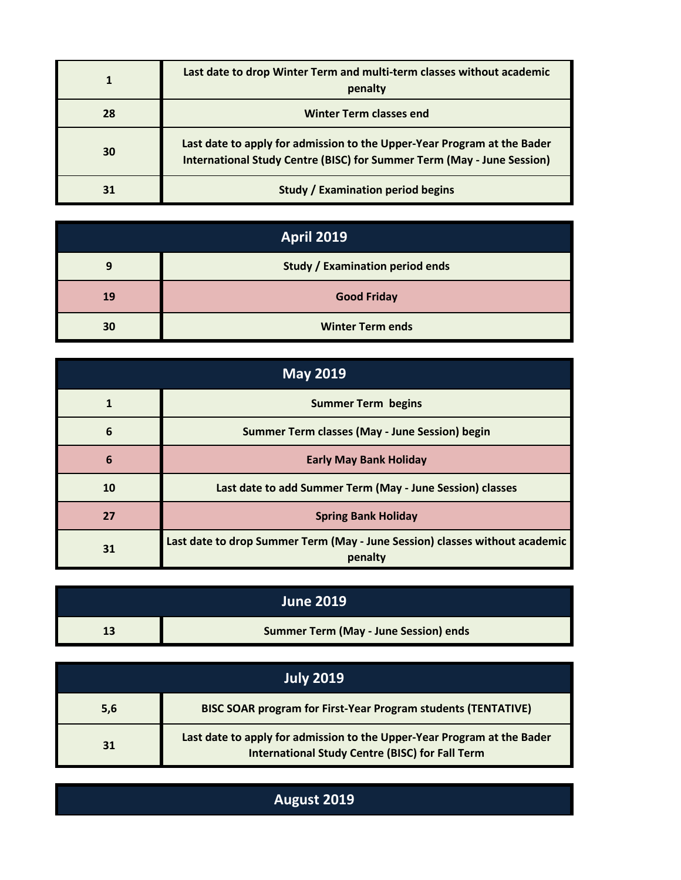| | |
|---|---|
| 1 | Last date to drop Winter Term and multi-term classes without academic penalty |
| 28 | Winter Term classes end |
| 30 | Last date to apply for admission to the Upper-Year Program at the Bader International Study Centre (BISC) for Summer Term (May - June Session) |
| 31 | Study / Examination period begins |

## April 2019

| | |
|---|---|
| 9 | Study / Examination period ends |
| 19 | Good Friday |
| 30 | Winter Term ends |

## May 2019

| | |
|---|---|
| 1 | Summer Term begins |
| 6 | Summer Term classes (May - June Session) begin |
| 6 | Early May Bank Holiday |
| 10 | Last date to add Summer Term (May - June Session) classes |
| 27 | Spring Bank Holiday |
| 31 | Last date to drop Summer Term (May - June Session) classes without academic penalty |

## June 2019

| | |
|---|---|
| 13 | Summer Term (May - June Session) ends |

## July 2019

| | |
|---|---|
| 5,6 | BISC SOAR program for First-Year Program students (TENTATIVE) |
| 31 | Last date to apply for admission to the Upper-Year Program at the Bader International Study Centre (BISC) for Fall Term |

## August 2019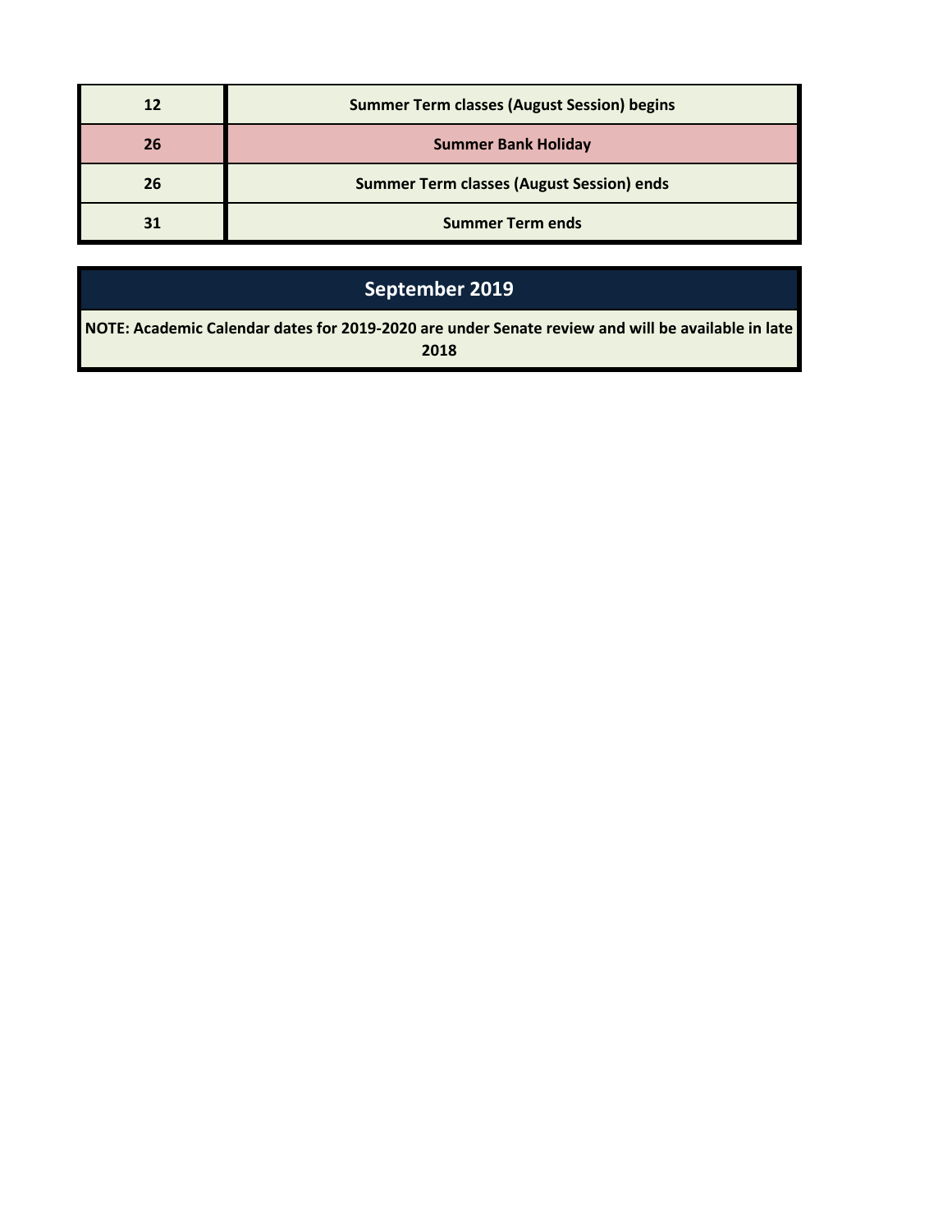| | |
|---|---|
| **12** | **Summer Term classes (August Session) begins** |
| **26** | **Summer Bank Holiday** |
| **26** | **Summer Term classes (August Session) ends** |
| **31** | **Summer Term ends** |

## September 2019

**NOTE: Academic Calendar dates for 2019-2020 are under Senate review and will be available in late 2018**